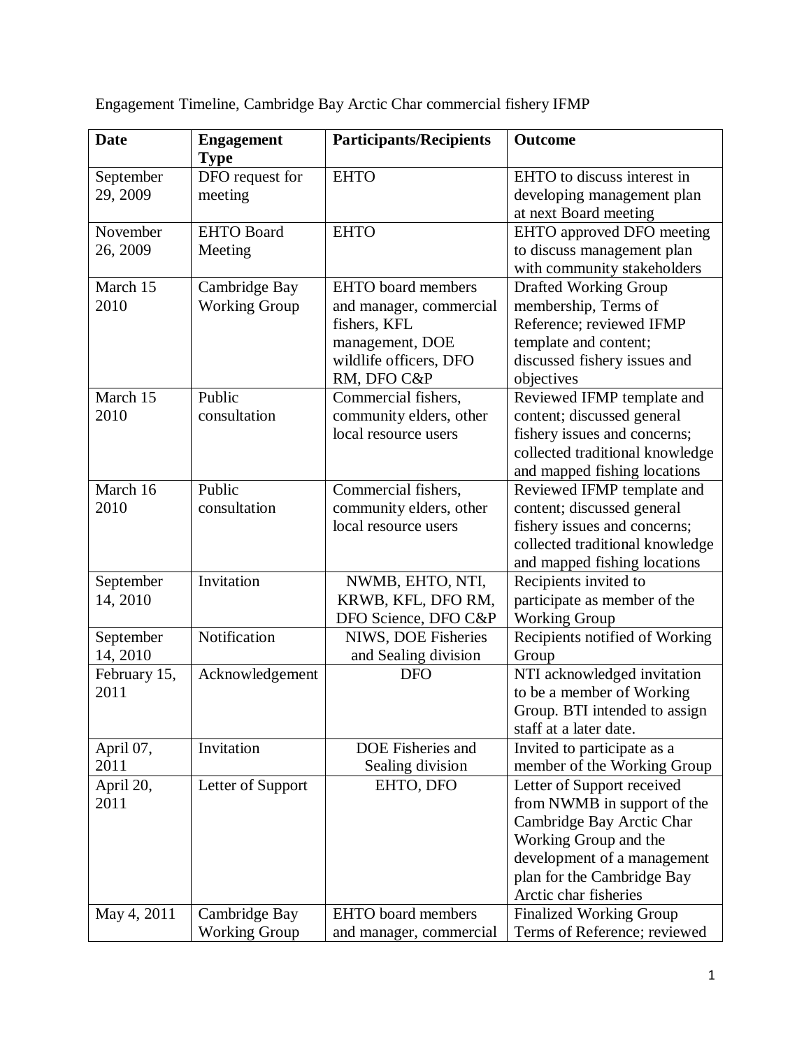Engagement Timeline, Cambridge Bay Arctic Char commercial fishery IFMP

| Date | Engagement Type | Participants/Recipients | Outcome |
|---|---|---|---|
| September 29, 2009 | DFO request for meeting | EHTO | EHTO to discuss interest in developing management plan at next Board meeting |
| November 26, 2009 | EHTO Board Meeting | EHTO | EHTO approved DFO meeting to discuss management plan with community stakeholders |
| March 15 2010 | Cambridge Bay Working Group | EHTO board members and manager, commercial fishers, KFL management, DOE wildlife officers, DFO RM, DFO C&P | Drafted Working Group membership, Terms of Reference; reviewed IFMP template and content; discussed fishery issues and objectives |
| March 15 2010 | Public consultation | Commercial fishers, community elders, other local resource users | Reviewed IFMP template and content; discussed general fishery issues and concerns; collected traditional knowledge and mapped fishing locations |
| March 16 2010 | Public consultation | Commercial fishers, community elders, other local resource users | Reviewed IFMP template and content; discussed general fishery issues and concerns; collected traditional knowledge and mapped fishing locations |
| September 14, 2010 | Invitation | NWMB, EHTO, NTI, KRWB, KFL, DFO RM, DFO Science, DFO C&P | Recipients invited to participate as member of the Working Group |
| September 14, 2010 | Notification | NIWS, DOE Fisheries and Sealing division | Recipients notified of Working Group |
| February 15, 2011 | Acknowledgement | DFO | NTI acknowledged invitation to be a member of Working Group. BTI intended to assign staff at a later date. |
| April 07, 2011 | Invitation | DOE Fisheries and Sealing division | Invited to participate as a member of the Working Group |
| April 20, 2011 | Letter of Support | EHTO, DFO | Letter of Support received from NWMB in support of the Cambridge Bay Arctic Char Working Group and the development of a management plan for the Cambridge Bay Arctic char fisheries |
| May 4, 2011 | Cambridge Bay Working Group | EHTO board members and manager, commercial | Finalized Working Group Terms of Reference; reviewed |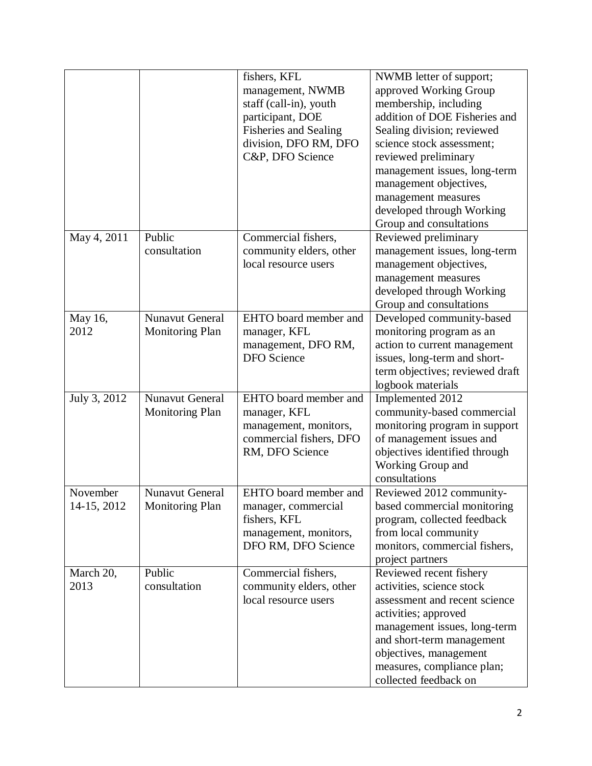| | | fishers, KFL management, NWMB staff (call-in), youth participant, DOE Fisheries and Sealing division, DFO RM, DFO C&P, DFO Science | NWMB letter of support; approved Working Group membership, including addition of DOE Fisheries and Sealing division; reviewed science stock assessment; reviewed preliminary management issues, long-term management objectives, management measures developed through Working Group and consultations |
|---|---|---|---|
| May 4, 2011 | Public consultation | Commercial fishers, community elders, other local resource users | Reviewed preliminary management issues, long-term management objectives, management measures developed through Working Group and consultations |
| May 16, 2012 | Nunavut General Monitoring Plan | EHTO board member and manager, KFL management, DFO RM, DFO Science | Developed community-based monitoring program as an action to current management issues, long-term and short-term objectives; reviewed draft logbook materials |
| July 3, 2012 | Nunavut General Monitoring Plan | EHTO board member and manager, KFL management, monitors, commercial fishers, DFO RM, DFO Science | Implemented 2012 community-based commercial monitoring program in support of management issues and objectives identified through Working Group and consultations |
| November 14-15, 2012 | Nunavut General Monitoring Plan | EHTO board member and manager, commercial fishers, KFL management, monitors, DFO RM, DFO Science | Reviewed 2012 community-based commercial monitoring program, collected feedback from local community monitors, commercial fishers, project partners |
| March 20, 2013 | Public consultation | Commercial fishers, community elders, other local resource users | Reviewed recent fishery activities, science stock assessment and recent science activities; approved management issues, long-term and short-term management objectives, management measures, compliance plan; collected feedback on |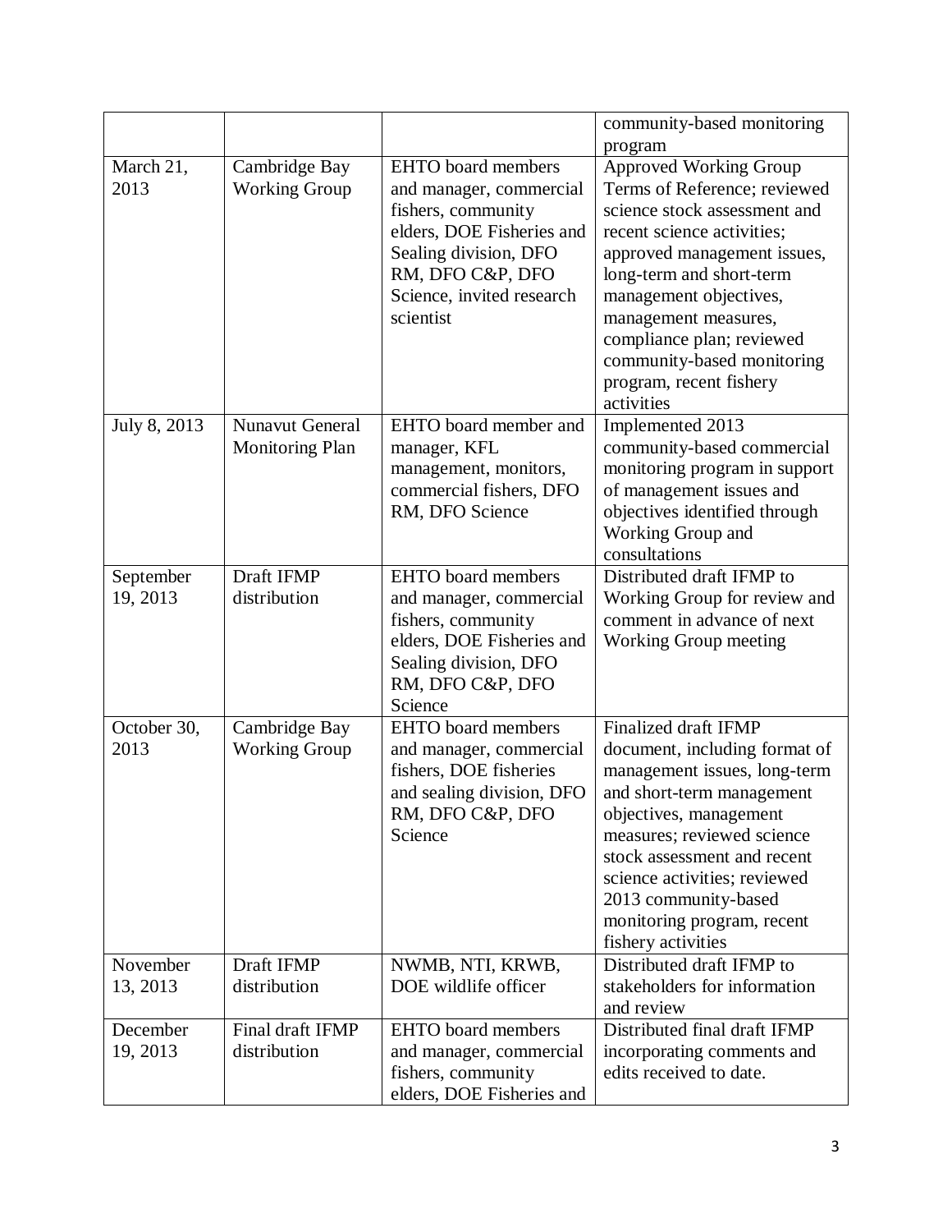|  |  |  | community-based monitoring program |
|---|---|---|---|
| March 21, 2013 | Cambridge Bay Working Group | EHTO board members and manager, commercial fishers, community elders, DOE Fisheries and Sealing division, DFO RM, DFO C&P, DFO Science, invited research scientist | Approved Working Group Terms of Reference; reviewed science stock assessment and recent science activities; approved management issues, long-term and short-term management objectives, management measures, compliance plan; reviewed community-based monitoring program, recent fishery activities |
| July 8, 2013 | Nunavut General Monitoring Plan | EHTO board member and manager, KFL management, monitors, commercial fishers, DFO RM, DFO Science | Implemented 2013 community-based commercial monitoring program in support of management issues and objectives identified through Working Group and consultations |
| September 19, 2013 | Draft IFMP distribution | EHTO board members and manager, commercial fishers, community elders, DOE Fisheries and Sealing division, DFO RM, DFO C&P, DFO Science | Distributed draft IFMP to Working Group for review and comment in advance of next Working Group meeting |
| October 30, 2013 | Cambridge Bay Working Group | EHTO board members and manager, commercial fishers, DOE fisheries and sealing division, DFO RM, DFO C&P, DFO Science | Finalized draft IFMP document, including format of management issues, long-term and short-term management objectives, management measures; reviewed science stock assessment and recent science activities; reviewed 2013 community-based monitoring program, recent fishery activities |
| November 13, 2013 | Draft IFMP distribution | NWMB, NTI, KRWB, DOE wildlife officer | Distributed draft IFMP to stakeholders for information and review |
| December 19, 2013 | Final draft IFMP distribution | EHTO board members and manager, commercial fishers, community elders, DOE Fisheries and | Distributed final draft IFMP incorporating comments and edits received to date. |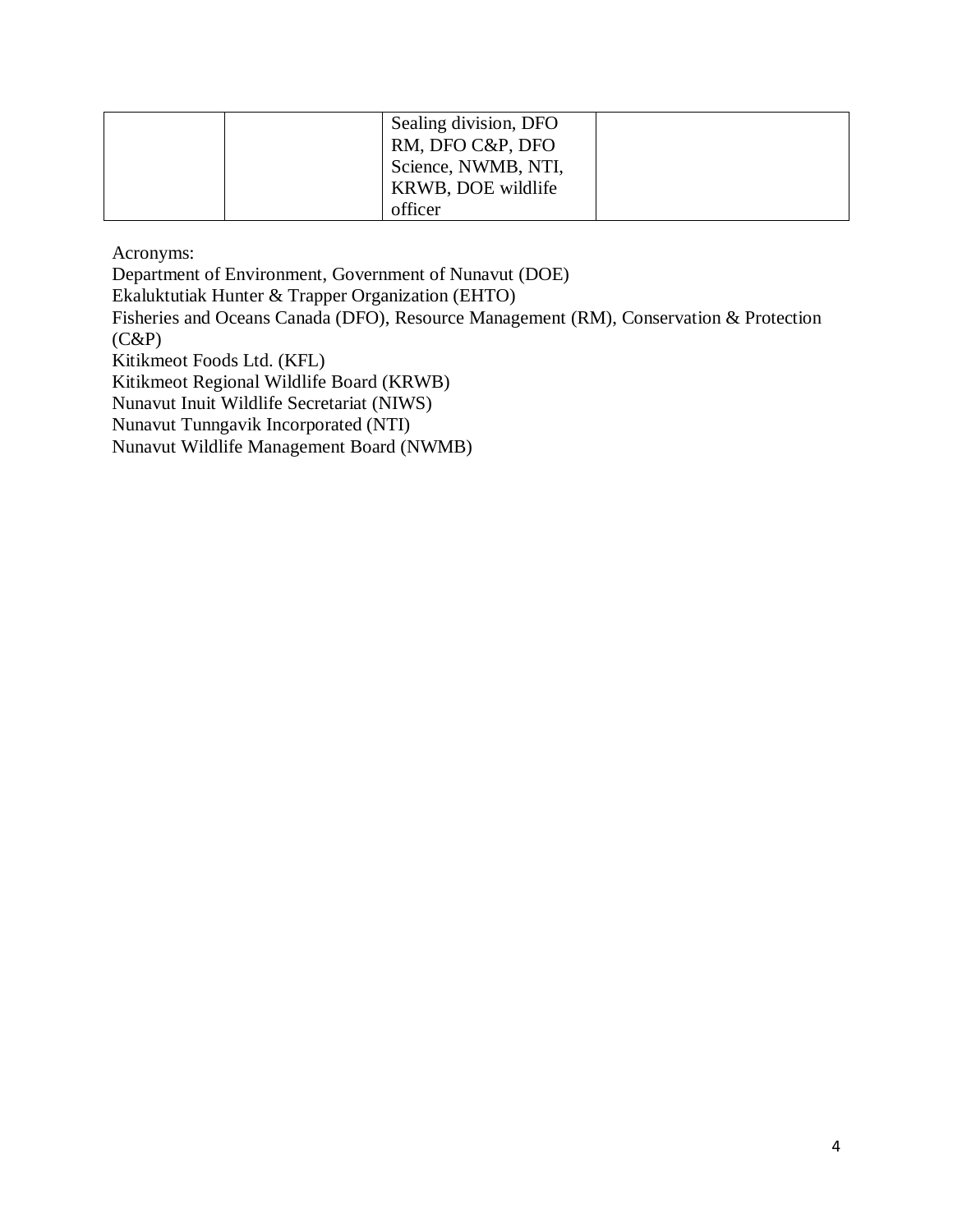| | | | |
|---|---|---|---|
| | | Sealing division, DFO RM, DFO C&P, DFO Science, NWMB, NTI, KRWB, DOE wildlife officer | |

Acronyms:
Department of Environment, Government of Nunavut (DOE)
Ekaluktutiak Hunter & Trapper Organization (EHTO)
Fisheries and Oceans Canada (DFO), Resource Management (RM), Conservation & Protection (C&P)
Kitikmeot Foods Ltd. (KFL)
Kitikmeot Regional Wildlife Board (KRWB)
Nunavut Inuit Wildlife Secretariat (NIWS)
Nunavut Tunngavik Incorporated (NTI)
Nunavut Wildlife Management Board (NWMB)